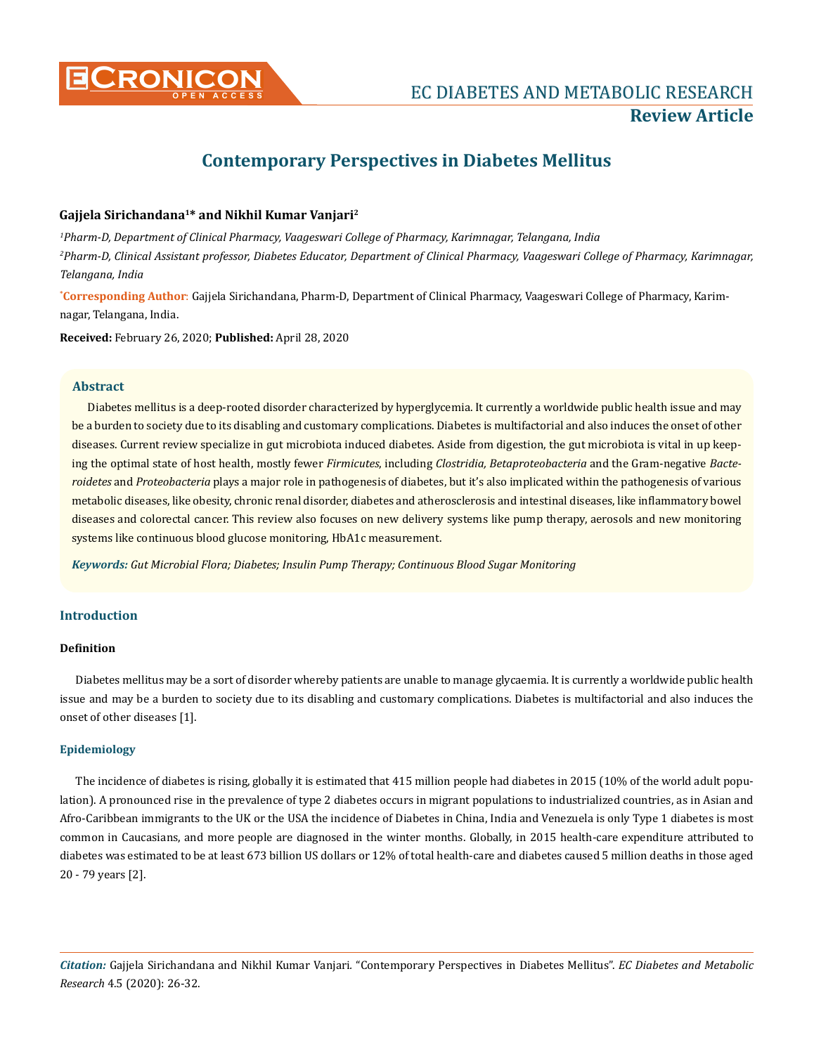**Review Article**

# Contemporary Perspectives in Diabetes Mellitus

**Gajjela Sirichandana[1]* and Nikhil Kumar Vanjari[2]**

*[1]Pharm-D, Department of Clinical Pharmacy, Vaageswari College of Pharmacy, Karimnagar, Telangana, India*

*[2]Pharm-D, Clinical Assistant professor, Diabetes Educator, Department of Clinical Pharmacy, Vaageswari College of Pharmacy, Karimnagar, Telangana, India*

***Corresponding Author**: Gajjela Sirichandana, Pharm-D, Department of Clinical Pharmacy, Vaageswari College of Pharmacy, Karimnagar, Telangana, India.

**Received:** February 26, 2020; **Published:** April 28, 2020

## Abstract

Diabetes mellitus is a deep-rooted disorder characterized by hyperglycemia. It currently a worldwide public health issue and may be a burden to society due to its disabling and customary complications. Diabetes is multifactorial and also induces the onset of other diseases. Current review specialize in gut microbiota induced diabetes. Aside from digestion, the gut microbiota is vital in up keeping the optimal state of host health, mostly fewer *Firmicutes*, including *Clostridia, Betaproteobacteria* and the Gram-negative *Bacteroidetes* and *Proteobacteria* plays a major role in pathogenesis of diabetes, but it's also implicated within the pathogenesis of various metabolic diseases, like obesity, chronic renal disorder, diabetes and atherosclerosis and intestinal diseases, like inflammatory bowel diseases and colorectal cancer. This review also focuses on new delivery systems like pump therapy, aerosols and new monitoring systems like continuous blood glucose monitoring, HbA1c measurement.

***Keywords:** Gut Microbial Flora; Diabetes; Insulin Pump Therapy; Continuous Blood Sugar Monitoring*

## Introduction

### Definition

Diabetes mellitus may be a sort of disorder whereby patients are unable to manage glycaemia. It is currently a worldwide public health issue and may be a burden to society due to its disabling and customary complications. Diabetes is multifactorial and also induces the onset of other diseases [1].

### Epidemiology

The incidence of diabetes is rising, globally it is estimated that 415 million people had diabetes in 2015 (10% of the world adult population). A pronounced rise in the prevalence of type 2 diabetes occurs in migrant populations to industrialized countries, as in Asian and Afro-Caribbean immigrants to the UK or the USA the incidence of Diabetes in China, India and Venezuela is only Type 1 diabetes is most common in Caucasians, and more people are diagnosed in the winter months. Globally, in 2015 health-care expenditure attributed to diabetes was estimated to be at least 673 billion US dollars or 12% of total health-care and diabetes caused 5 million deaths in those aged 20 - 79 years [2].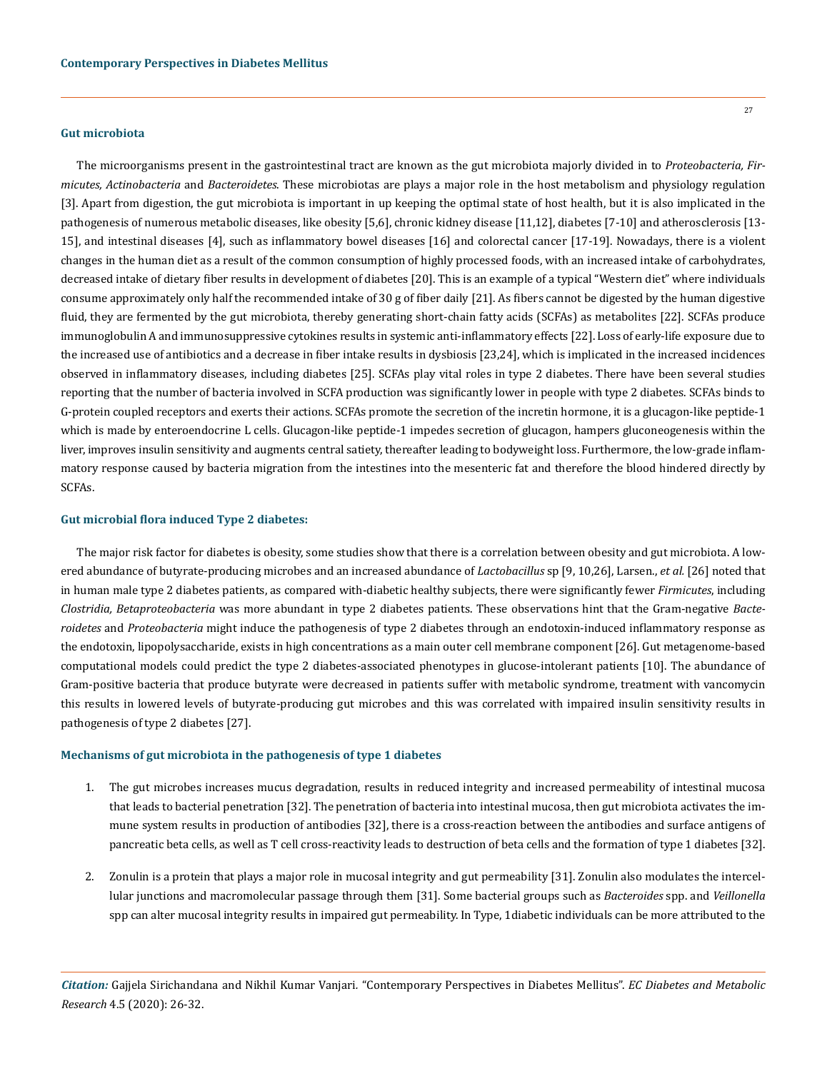### Gut microbiota

The microorganisms present in the gastrointestinal tract are known as the gut microbiota majorly divided in to *Proteobacteria, Firmicutes, Actinobacteria* and *Bacteroidetes*. These microbiotas are plays a major role in the host metabolism and physiology regulation [3]. Apart from digestion, the gut microbiota is important in up keeping the optimal state of host health, but it is also implicated in the pathogenesis of numerous metabolic diseases, like obesity [5,6], chronic kidney disease [11,12], diabetes [7-10] and atherosclerosis [13-15], and intestinal diseases [4], such as inflammatory bowel diseases [16] and colorectal cancer [17-19]. Nowadays, there is a violent changes in the human diet as a result of the common consumption of highly processed foods, with an increased intake of carbohydrates, decreased intake of dietary fiber results in development of diabetes [20]. This is an example of a typical "Western diet" where individuals consume approximately only half the recommended intake of 30 g of fiber daily [21]. As fibers cannot be digested by the human digestive fluid, they are fermented by the gut microbiota, thereby generating short-chain fatty acids (SCFAs) as metabolites [22]. SCFAs produce immunoglobulin A and immunosuppressive cytokines results in systemic anti-inflammatory effects [22]. Loss of early-life exposure due to the increased use of antibiotics and a decrease in fiber intake results in dysbiosis [23,24], which is implicated in the increased incidences observed in inflammatory diseases, including diabetes [25]. SCFAs play vital roles in type 2 diabetes. There have been several studies reporting that the number of bacteria involved in SCFA production was significantly lower in people with type 2 diabetes. SCFAs binds to G-protein coupled receptors and exerts their actions. SCFAs promote the secretion of the incretin hormone, it is a glucagon-like peptide-1 which is made by enteroendocrine L cells. Glucagon-like peptide-1 impedes secretion of glucagon, hampers gluconeogenesis within the liver, improves insulin sensitivity and augments central satiety, thereafter leading to bodyweight loss. Furthermore, the low-grade inflammatory response caused by bacteria migration from the intestines into the mesenteric fat and therefore the blood hindered directly by SCFAs.

### Gut microbial flora induced Type 2 diabetes:

The major risk factor for diabetes is obesity, some studies show that there is a correlation between obesity and gut microbiota. A lowered abundance of butyrate-producing microbes and an increased abundance of *Lactobacillus* sp [9, 10,26], Larsen., *et al.* [26] noted that in human male type 2 diabetes patients, as compared with-diabetic healthy subjects, there were significantly fewer *Firmicutes*, including *Clostridia, Betaproteobacteria* was more abundant in type 2 diabetes patients. These observations hint that the Gram-negative *Bacteroidetes* and *Proteobacteria* might induce the pathogenesis of type 2 diabetes through an endotoxin-induced inflammatory response as the endotoxin, lipopolysaccharide, exists in high concentrations as a main outer cell membrane component [26]. Gut metagenome-based computational models could predict the type 2 diabetes-associated phenotypes in glucose-intolerant patients [10]. The abundance of Gram-positive bacteria that produce butyrate were decreased in patients suffer with metabolic syndrome, treatment with vancomycin this results in lowered levels of butyrate-producing gut microbes and this was correlated with impaired insulin sensitivity results in pathogenesis of type 2 diabetes [27].

### Mechanisms of gut microbiota in the pathogenesis of type 1 diabetes

1. The gut microbes increases mucus degradation, results in reduced integrity and increased permeability of intestinal mucosa that leads to bacterial penetration [32]. The penetration of bacteria into intestinal mucosa, then gut microbiota activates the immune system results in production of antibodies [32], there is a cross-reaction between the antibodies and surface antigens of pancreatic beta cells, as well as T cell cross-reactivity leads to destruction of beta cells and the formation of type 1 diabetes [32].

2. Zonulin is a protein that plays a major role in mucosal integrity and gut permeability [31]. Zonulin also modulates the intercellular junctions and macromolecular passage through them [31]. Some bacterial groups such as *Bacteroides* spp. and *Veillonella* spp can alter mucosal integrity results in impaired gut permeability. In Type, 1diabetic individuals can be more attributed to the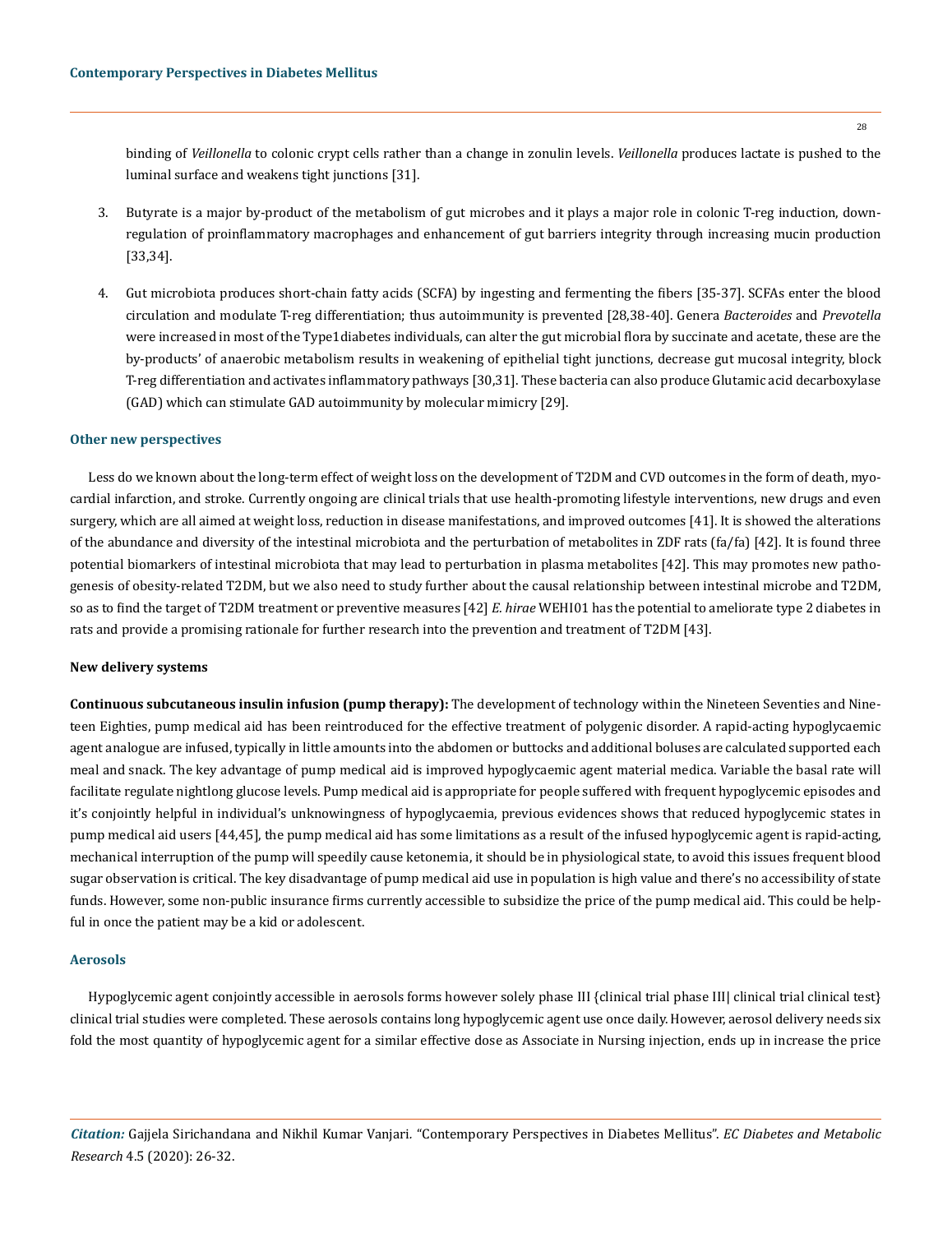binding of *Veillonella* to colonic crypt cells rather than a change in zonulin levels. *Veillonella* produces lactate is pushed to the luminal surface and weakens tight junctions [31].

3. Butyrate is a major by-product of the metabolism of gut microbes and it plays a major role in colonic T-reg induction, down-regulation of proinflammatory macrophages and enhancement of gut barriers integrity through increasing mucin production [33,34].

4. Gut microbiota produces short-chain fatty acids (SCFA) by ingesting and fermenting the fibers [35-37]. SCFAs enter the blood circulation and modulate T-reg differentiation; thus autoimmunity is prevented [28,38-40]. Genera *Bacteroides* and *Prevotella* were increased in most of the Type1diabetes individuals, can alter the gut microbial flora by succinate and acetate, these are the by-products' of anaerobic metabolism results in weakening of epithelial tight junctions, decrease gut mucosal integrity, block T-reg differentiation and activates inflammatory pathways [30,31]. These bacteria can also produce Glutamic acid decarboxylase (GAD) which can stimulate GAD autoimmunity by molecular mimicry [29].

### Other new perspectives

Less do we known about the long-term effect of weight loss on the development of T2DM and CVD outcomes in the form of death, myocardial infarction, and stroke. Currently ongoing are clinical trials that use health-promoting lifestyle interventions, new drugs and even surgery, which are all aimed at weight loss, reduction in disease manifestations, and improved outcomes [41]. It is showed the alterations of the abundance and diversity of the intestinal microbiota and the perturbation of metabolites in ZDF rats (fa/fa) [42]. It is found three potential biomarkers of intestinal microbiota that may lead to perturbation in plasma metabolites [42]. This may promotes new pathogenesis of obesity-related T2DM, but we also need to study further about the causal relationship between intestinal microbe and T2DM, so as to find the target of T2DM treatment or preventive measures [42] *E. hirae* WEHI01 has the potential to ameliorate type 2 diabetes in rats and provide a promising rationale for further research into the prevention and treatment of T2DM [43].

### New delivery systems

**Continuous subcutaneous insulin infusion (pump therapy):** The development of technology within the Nineteen Seventies and Nineteen Eighties, pump medical aid has been reintroduced for the effective treatment of polygenic disorder. A rapid-acting hypoglycaemic agent analogue are infused, typically in little amounts into the abdomen or buttocks and additional boluses are calculated supported each meal and snack. The key advantage of pump medical aid is improved hypoglycaemic agent material medica. Variable the basal rate will facilitate regulate nightlong glucose levels. Pump medical aid is appropriate for people suffered with frequent hypoglycemic episodes and it's conjointly helpful in individual's unknowingness of hypoglycaemia, previous evidences shows that reduced hypoglycemic states in pump medical aid users [44,45], the pump medical aid has some limitations as a result of the infused hypoglycemic agent is rapid-acting, mechanical interruption of the pump will speedily cause ketonemia, it should be in physiological state, to avoid this issues frequent blood sugar observation is critical. The key disadvantage of pump medical aid use in population is high value and there's no accessibility of state funds. However, some non-public insurance firms currently accessible to subsidize the price of the pump medical aid. This could be helpful in once the patient may be a kid or adolescent.

### Aerosols

Hypoglycemic agent conjointly accessible in aerosols forms however solely phase III {clinical trial phase III| clinical trial clinical test} clinical trial studies were completed. These aerosols contains long hypoglycemic agent use once daily. However, aerosol delivery needs six fold the most quantity of hypoglycemic agent for a similar effective dose as Associate in Nursing injection, ends up in increase the price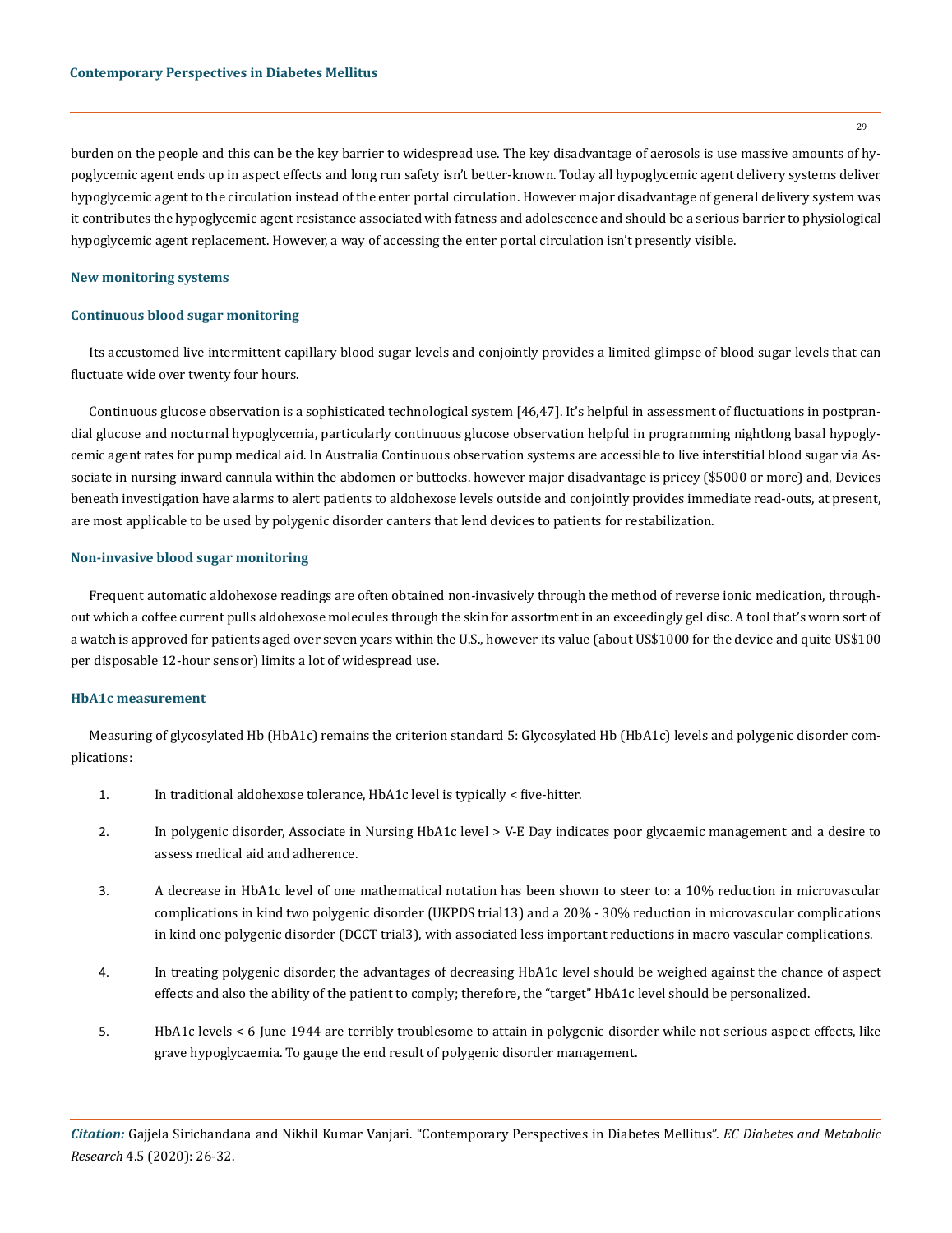burden on the people and this can be the key barrier to widespread use. The key disadvantage of aerosols is use massive amounts of hypoglycemic agent ends up in aspect effects and long run safety isn't better-known. Today all hypoglycemic agent delivery systems deliver hypoglycemic agent to the circulation instead of the enter portal circulation. However major disadvantage of general delivery system was it contributes the hypoglycemic agent resistance associated with fatness and adolescence and should be a serious barrier to physiological hypoglycemic agent replacement. However, a way of accessing the enter portal circulation isn't presently visible.

### New monitoring systems

### Continuous blood sugar monitoring

Its accustomed live intermittent capillary blood sugar levels and conjointly provides a limited glimpse of blood sugar levels that can fluctuate wide over twenty four hours.

Continuous glucose observation is a sophisticated technological system [46,47]. It's helpful in assessment of fluctuations in postprandial glucose and nocturnal hypoglycemia, particularly continuous glucose observation helpful in programming nightlong basal hypoglycemic agent rates for pump medical aid. In Australia Continuous observation systems are accessible to live interstitial blood sugar via Associate in nursing inward cannula within the abdomen or buttocks. however major disadvantage is pricey ($5000 or more) and, Devices beneath investigation have alarms to alert patients to aldohexose levels outside and conjointly provides immediate read-outs, at present, are most applicable to be used by polygenic disorder canters that lend devices to patients for restabilization.

### Non-invasive blood sugar monitoring

Frequent automatic aldohexose readings are often obtained non-invasively through the method of reverse ionic medication, throughout which a coffee current pulls aldohexose molecules through the skin for assortment in an exceedingly gel disc. A tool that's worn sort of a watch is approved for patients aged over seven years within the U.S., however its value (about US$1000 for the device and quite US$100 per disposable 12-hour sensor) limits a lot of widespread use.

### HbA1c measurement

Measuring of glycosylated Hb (HbA1c) remains the criterion standard 5: Glycosylated Hb (HbA1c) levels and polygenic disorder complications:

1. In traditional aldohexose tolerance, HbA1c level is typically < five-hitter.
2. In polygenic disorder, Associate in Nursing HbA1c level > V-E Day indicates poor glycaemic management and a desire to assess medical aid and adherence.
3. A decrease in HbA1c level of one mathematical notation has been shown to steer to: a 10% reduction in microvascular complications in kind two polygenic disorder (UKPDS trial13) and a 20% - 30% reduction in microvascular complications in kind one polygenic disorder (DCCT trial3), with associated less important reductions in macro vascular complications.
4. In treating polygenic disorder, the advantages of decreasing HbA1c level should be weighed against the chance of aspect effects and also the ability of the patient to comply; therefore, the "target" HbA1c level should be personalized.
5. HbA1c levels < 6 June 1944 are terribly troublesome to attain in polygenic disorder while not serious aspect effects, like grave hypoglycaemia. To gauge the end result of polygenic disorder management.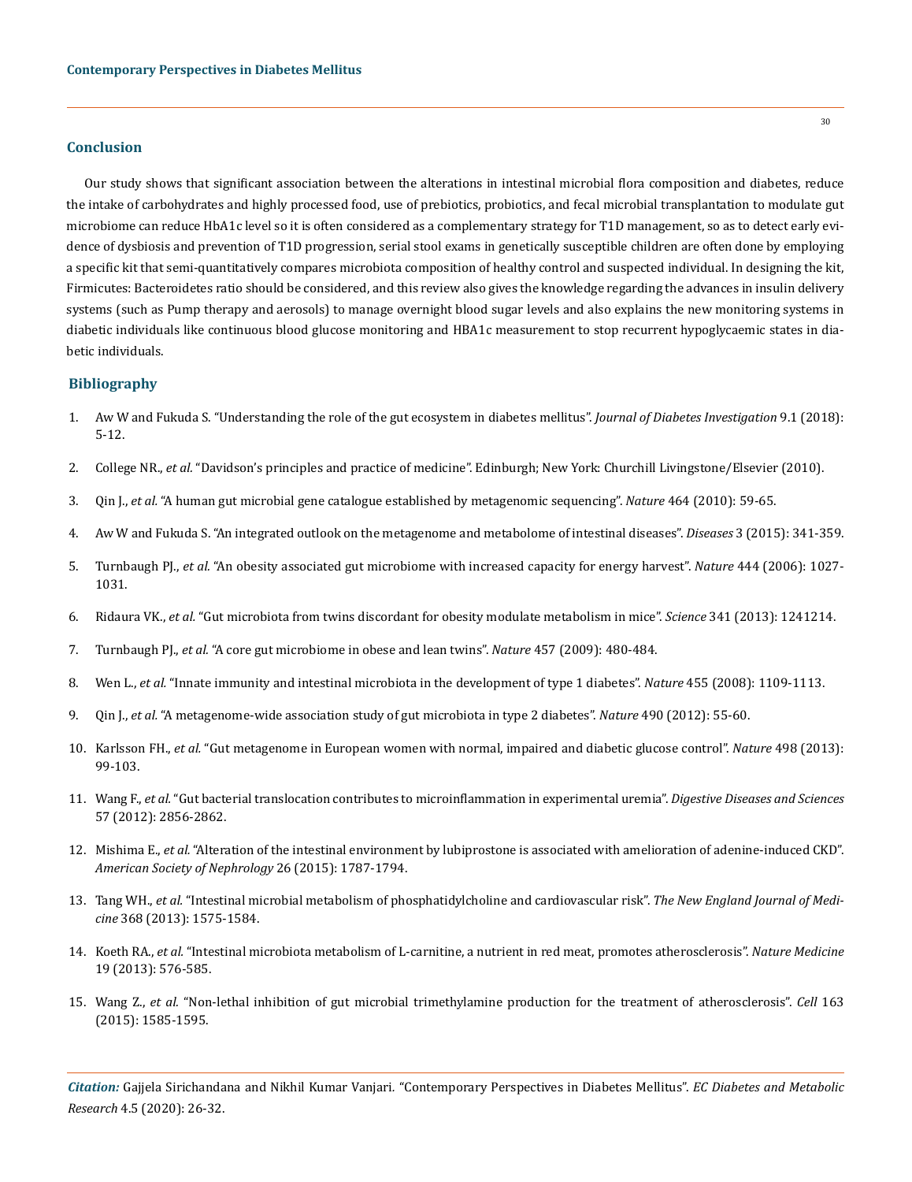## Conclusion

Our study shows that significant association between the alterations in intestinal microbial flora composition and diabetes, reduce the intake of carbohydrates and highly processed food, use of prebiotics, probiotics, and fecal microbial transplantation to modulate gut microbiome can reduce HbA1c level so it is often considered as a complementary strategy for T1D management, so as to detect early evidence of dysbiosis and prevention of T1D progression, serial stool exams in genetically susceptible children are often done by employing a specific kit that semi-quantitatively compares microbiota composition of healthy control and suspected individual. In designing the kit, Firmicutes: Bacteroidetes ratio should be considered, and this review also gives the knowledge regarding the advances in insulin delivery systems (such as Pump therapy and aerosols) to manage overnight blood sugar levels and also explains the new monitoring systems in diabetic individuals like continuous blood glucose monitoring and HBA1c measurement to stop recurrent hypoglycaemic states in diabetic individuals.

## Bibliography

1. Aw W and Fukuda S. "Understanding the role of the gut ecosystem in diabetes mellitus". *Journal of Diabetes Investigation* 9.1 (2018): 5-12.
2. College NR., *et al*. "Davidson's principles and practice of medicine". Edinburgh; New York: Churchill Livingstone/Elsevier (2010).
3. Qin J., *et al.* "A human gut microbial gene catalogue established by metagenomic sequencing". *Nature* 464 (2010): 59-65.
4. Aw W and Fukuda S. "An integrated outlook on the metagenome and metabolome of intestinal diseases". *Diseases* 3 (2015): 341-359.
5. Turnbaugh PJ., *et al.* "An obesity associated gut microbiome with increased capacity for energy harvest". *Nature* 444 (2006): 1027-1031.
6. Ridaura VK., *et al.* "Gut microbiota from twins discordant for obesity modulate metabolism in mice". *Science* 341 (2013): 1241214.
7. Turnbaugh PJ., *et al.* "A core gut microbiome in obese and lean twins". *Nature* 457 (2009): 480-484.
8. Wen L., *et al.* "Innate immunity and intestinal microbiota in the development of type 1 diabetes". *Nature* 455 (2008): 1109-1113.
9. Qin J., *et al.* "A metagenome-wide association study of gut microbiota in type 2 diabetes". *Nature* 490 (2012): 55-60.
10. Karlsson FH., *et al.* "Gut metagenome in European women with normal, impaired and diabetic glucose control". *Nature* 498 (2013): 99-103.
11. Wang F., *et al.* "Gut bacterial translocation contributes to microinflammation in experimental uremia". *Digestive Diseases and Sciences* 57 (2012): 2856-2862.
12. Mishima E., *et al.* "Alteration of the intestinal environment by lubiprostone is associated with amelioration of adenine-induced CKD". *American Society of Nephrology* 26 (2015): 1787-1794.
13. Tang WH., *et al.* "Intestinal microbial metabolism of phosphatidylcholine and cardiovascular risk". *The New England Journal of Medicine* 368 (2013): 1575-1584.
14. Koeth RA., *et al.* "Intestinal microbiota metabolism of L-carnitine, a nutrient in red meat, promotes atherosclerosis". *Nature Medicine* 19 (2013): 576-585.
15. Wang Z., *et al.* "Non-lethal inhibition of gut microbial trimethylamine production for the treatment of atherosclerosis". *Cell* 163 (2015): 1585-1595.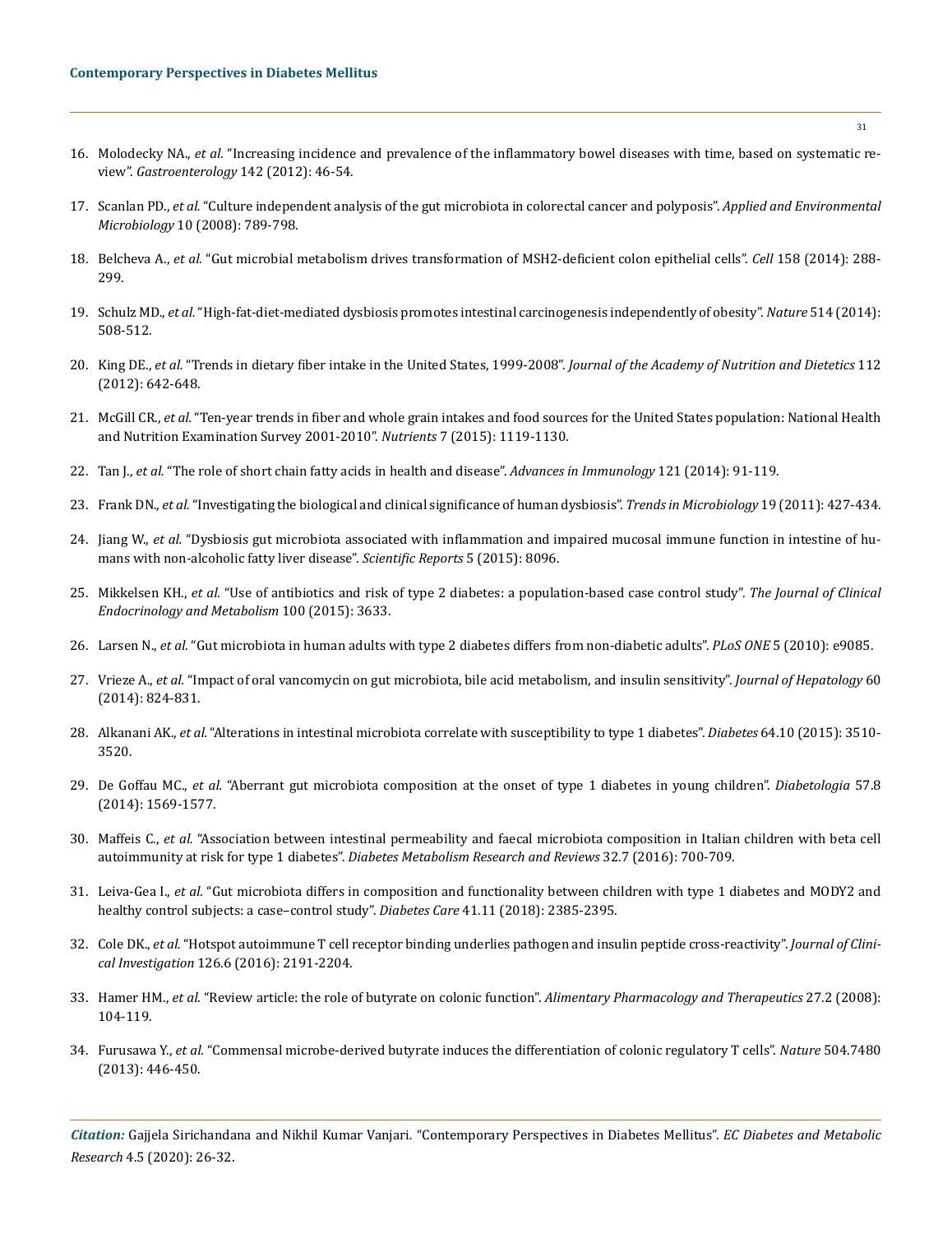16. Molodecky NA., *et al.* "Increasing incidence and prevalence of the inflammatory bowel diseases with time, based on systematic review". *Gastroenterology* 142 (2012): 46-54.

17. Scanlan PD., *et al.* "Culture independent analysis of the gut microbiota in colorectal cancer and polyposis". *Applied and Environmental Microbiology* 10 (2008): 789-798.

18. Belcheva A., *et al.* "Gut microbial metabolism drives transformation of MSH2-deficient colon epithelial cells". *Cell* 158 (2014): 288-299.

19. Schulz MD., *et al.* "High-fat-diet-mediated dysbiosis promotes intestinal carcinogenesis independently of obesity". *Nature* 514 (2014): 508-512.

20. King DE., *et al.* "Trends in dietary fiber intake in the United States, 1999-2008". *Journal of the Academy of Nutrition and Dietetics* 112 (2012): 642-648.

21. McGill CR., *et al.* "Ten-year trends in fiber and whole grain intakes and food sources for the United States population: National Health and Nutrition Examination Survey 2001-2010". *Nutrients* 7 (2015): 1119-1130.

22. Tan J., *et al.* "The role of short chain fatty acids in health and disease". *Advances in Immunology* 121 (2014): 91-119.

23. Frank DN., *et al.* "Investigating the biological and clinical significance of human dysbiosis". *Trends in Microbiology* 19 (2011): 427-434.

24. Jiang W., *et al.* "Dysbiosis gut microbiota associated with inflammation and impaired mucosal immune function in intestine of humans with non-alcoholic fatty liver disease". *Scientific Reports* 5 (2015): 8096.

25. Mikkelsen KH., *et al.* "Use of antibiotics and risk of type 2 diabetes: a population-based case control study". *The Journal of Clinical Endocrinology and Metabolism* 100 (2015): 3633.

26. Larsen N., *et al.* "Gut microbiota in human adults with type 2 diabetes differs from non-diabetic adults". *PLoS ONE* 5 (2010): e9085.

27. Vrieze A., *et al.* "Impact of oral vancomycin on gut microbiota, bile acid metabolism, and insulin sensitivity". *Journal of Hepatology* 60 (2014): 824-831.

28. Alkanani AK., *et al.* "Alterations in intestinal microbiota correlate with susceptibility to type 1 diabetes". *Diabetes* 64.10 (2015): 3510-3520.

29. De Goffau MC., *et al.* "Aberrant gut microbiota composition at the onset of type 1 diabetes in young children". *Diabetologia* 57.8 (2014): 1569-1577.

30. Maffeis C., *et al.* "Association between intestinal permeability and faecal microbiota composition in Italian children with beta cell autoimmunity at risk for type 1 diabetes". *Diabetes Metabolism Research and Reviews* 32.7 (2016): 700-709.

31. Leiva-Gea I., *et al.* "Gut microbiota differs in composition and functionality between children with type 1 diabetes and MODY2 and healthy control subjects: a case–control study". *Diabetes Care* 41.11 (2018): 2385-2395.

32. Cole DK., *et al.* "Hotspot autoimmune T cell receptor binding underlies pathogen and insulin peptide cross-reactivity". *Journal of Clinical Investigation* 126.6 (2016): 2191-2204.

33. Hamer HM., *et al.* "Review article: the role of butyrate on colonic function". *Alimentary Pharmacology and Therapeutics* 27.2 (2008): 104-119.

34. Furusawa Y., *et al.* "Commensal microbe-derived butyrate induces the differentiation of colonic regulatory T cells". *Nature* 504.7480 (2013): 446-450.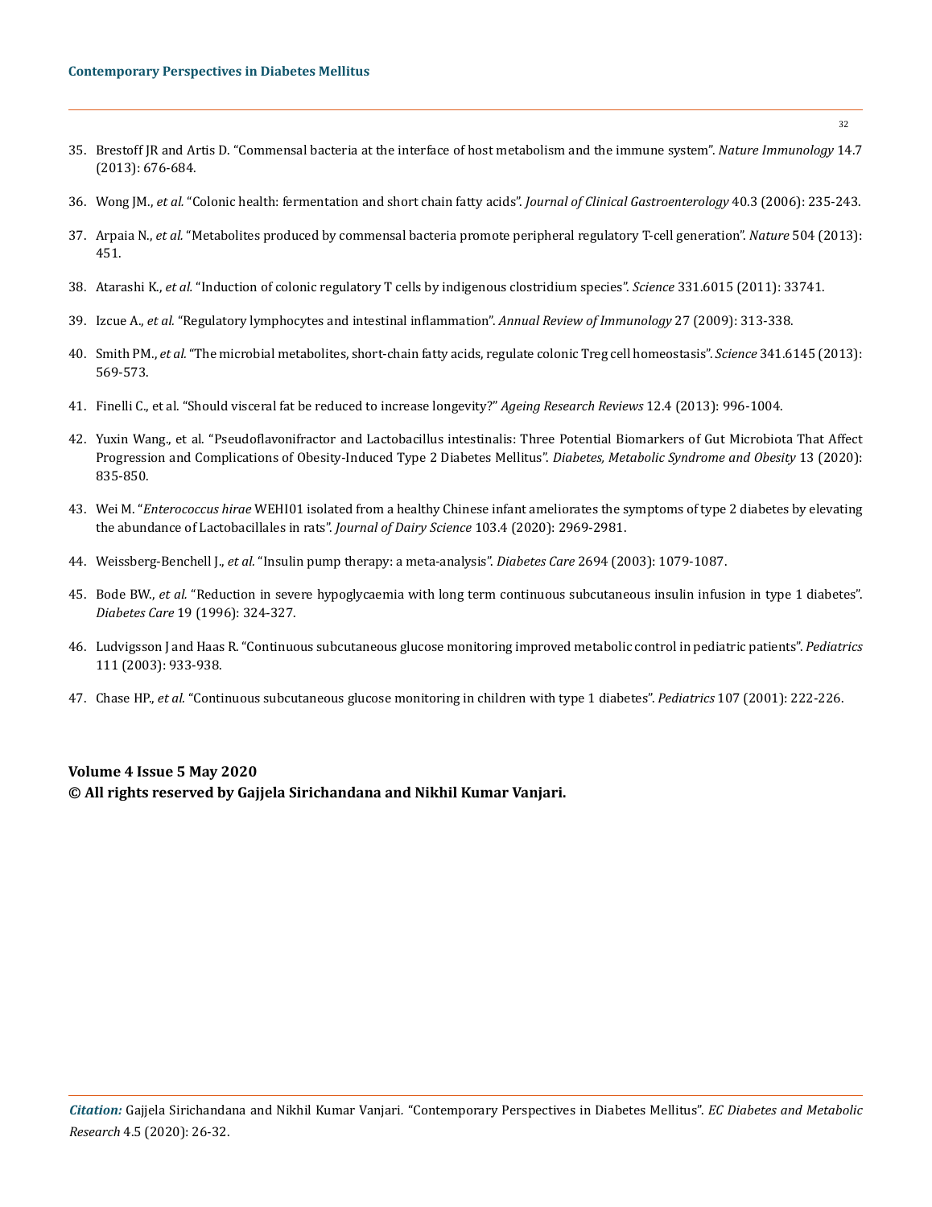35. Brestoff JR and Artis D. "Commensal bacteria at the interface of host metabolism and the immune system". *Nature Immunology* 14.7 (2013): 676-684.

36. Wong JM., *et al.* "Colonic health: fermentation and short chain fatty acids". *Journal of Clinical Gastroenterology* 40.3 (2006): 235-243.

37. Arpaia N., *et al.* "Metabolites produced by commensal bacteria promote peripheral regulatory T-cell generation". *Nature* 504 (2013): 451.

38. Atarashi K., *et al.* "Induction of colonic regulatory T cells by indigenous clostridium species". *Science* 331.6015 (2011): 33741.

39. Izcue A., *et al.* "Regulatory lymphocytes and intestinal inflammation". *Annual Review of Immunology* 27 (2009): 313-338.

40. Smith PM., *et al.* "The microbial metabolites, short-chain fatty acids, regulate colonic Treg cell homeostasis". *Science* 341.6145 (2013): 569-573.

41. Finelli C., et al. "Should visceral fat be reduced to increase longevity?" *Ageing Research Reviews* 12.4 (2013): 996-1004.

42. Yuxin Wang., et al. "Pseudoflavonifractor and Lactobacillus intestinalis: Three Potential Biomarkers of Gut Microbiota That Affect Progression and Complications of Obesity-Induced Type 2 Diabetes Mellitus". *Diabetes, Metabolic Syndrome and Obesity* 13 (2020): 835-850.

43. Wei M. "*Enterococcus hirae* WEHI01 isolated from a healthy Chinese infant ameliorates the symptoms of type 2 diabetes by elevating the abundance of Lactobacillales in rats". *Journal of Dairy Science* 103.4 (2020): 2969-2981.

44. Weissberg-Benchell J., *et al.* "Insulin pump therapy: a meta-analysis". *Diabetes Care* 2694 (2003): 1079-1087.

45. Bode BW., *et al.* "Reduction in severe hypoglycaemia with long term continuous subcutaneous insulin infusion in type 1 diabetes". *Diabetes Care* 19 (1996): 324-327.

46. Ludvigsson J and Haas R. "Continuous subcutaneous glucose monitoring improved metabolic control in pediatric patients". *Pediatrics* 111 (2003): 933-938.

47. Chase HP., *et al.* "Continuous subcutaneous glucose monitoring in children with type 1 diabetes". *Pediatrics* 107 (2001): 222-226.

**Volume 4 Issue 5 May 2020**
**© All rights reserved by Gajjela Sirichandana and Nikhil Kumar Vanjari.**